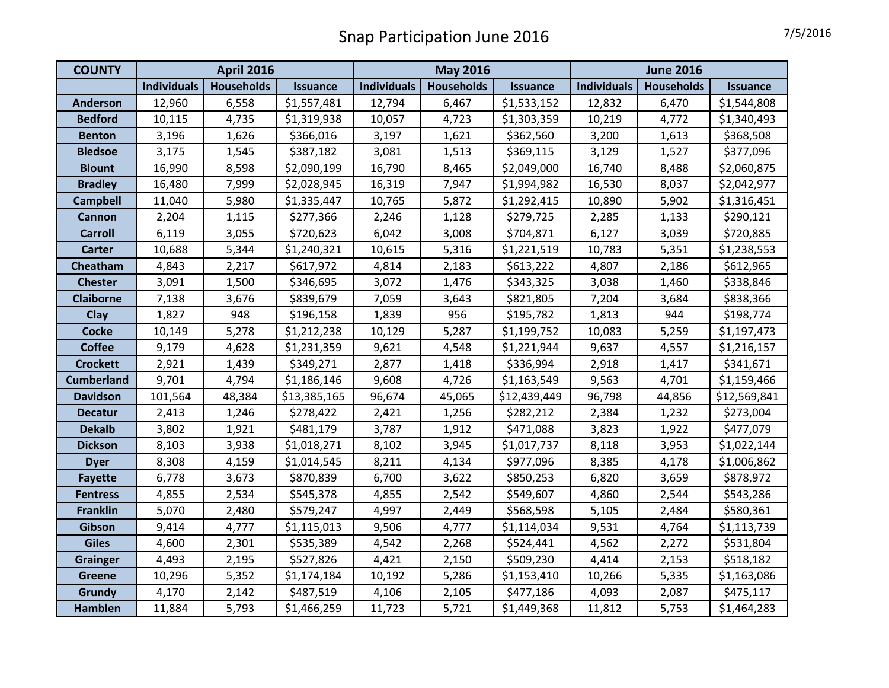# Snap Participation June 2016

7/5/2016

| COUNTY | April 2016 | | | May 2016 | | | June 2016 | | |
|---|---|---|---|---|---|---|---|---|---|
| | Individuals | Households | Issuance | Individuals | Households | Issuance | Individuals | Households | Issuance |
| Anderson | 12,960 | 6,558 | $1,557,481 | 12,794 | 6,467 | $1,533,152 | 12,832 | 6,470 | $1,544,808 |
| Bedford | 10,115 | 4,735 | $1,319,938 | 10,057 | 4,723 | $1,303,359 | 10,219 | 4,772 | $1,340,493 |
| Benton | 3,196 | 1,626 | $366,016 | 3,197 | 1,621 | $362,560 | 3,200 | 1,613 | $368,508 |
| Bledsoe | 3,175 | 1,545 | $387,182 | 3,081 | 1,513 | $369,115 | 3,129 | 1,527 | $377,096 |
| Blount | 16,990 | 8,598 | $2,090,199 | 16,790 | 8,465 | $2,049,000 | 16,740 | 8,488 | $2,060,875 |
| Bradley | 16,480 | 7,999 | $2,028,945 | 16,319 | 7,947 | $1,994,982 | 16,530 | 8,037 | $2,042,977 |
| Campbell | 11,040 | 5,980 | $1,335,447 | 10,765 | 5,872 | $1,292,415 | 10,890 | 5,902 | $1,316,451 |
| Cannon | 2,204 | 1,115 | $277,366 | 2,246 | 1,128 | $279,725 | 2,285 | 1,133 | $290,121 |
| Carroll | 6,119 | 3,055 | $720,623 | 6,042 | 3,008 | $704,871 | 6,127 | 3,039 | $720,885 |
| Carter | 10,688 | 5,344 | $1,240,321 | 10,615 | 5,316 | $1,221,519 | 10,783 | 5,351 | $1,238,553 |
| Cheatham | 4,843 | 2,217 | $617,972 | 4,814 | 2,183 | $613,222 | 4,807 | 2,186 | $612,965 |
| Chester | 3,091 | 1,500 | $346,695 | 3,072 | 1,476 | $343,325 | 3,038 | 1,460 | $338,846 |
| Claiborne | 7,138 | 3,676 | $839,679 | 7,059 | 3,643 | $821,805 | 7,204 | 3,684 | $838,366 |
| Clay | 1,827 | 948 | $196,158 | 1,839 | 956 | $195,782 | 1,813 | 944 | $198,774 |
| Cocke | 10,149 | 5,278 | $1,212,238 | 10,129 | 5,287 | $1,199,752 | 10,083 | 5,259 | $1,197,473 |
| Coffee | 9,179 | 4,628 | $1,231,359 | 9,621 | 4,548 | $1,221,944 | 9,637 | 4,557 | $1,216,157 |
| Crockett | 2,921 | 1,439 | $349,271 | 2,877 | 1,418 | $336,994 | 2,918 | 1,417 | $341,671 |
| Cumberland | 9,701 | 4,794 | $1,186,146 | 9,608 | 4,726 | $1,163,549 | 9,563 | 4,701 | $1,159,466 |
| Davidson | 101,564 | 48,384 | $13,385,165 | 96,674 | 45,065 | $12,439,449 | 96,798 | 44,856 | $12,569,841 |
| Decatur | 2,413 | 1,246 | $278,422 | 2,421 | 1,256 | $282,212 | 2,384 | 1,232 | $273,004 |
| Dekalb | 3,802 | 1,921 | $481,179 | 3,787 | 1,912 | $471,088 | 3,823 | 1,922 | $477,079 |
| Dickson | 8,103 | 3,938 | $1,018,271 | 8,102 | 3,945 | $1,017,737 | 8,118 | 3,953 | $1,022,144 |
| Dyer | 8,308 | 4,159 | $1,014,545 | 8,211 | 4,134 | $977,096 | 8,385 | 4,178 | $1,006,862 |
| Fayette | 6,778 | 3,673 | $870,839 | 6,700 | 3,622 | $850,253 | 6,820 | 3,659 | $878,972 |
| Fentress | 4,855 | 2,534 | $545,378 | 4,855 | 2,542 | $549,607 | 4,860 | 2,544 | $543,286 |
| Franklin | 5,070 | 2,480 | $579,247 | 4,997 | 2,449 | $568,598 | 5,105 | 2,484 | $580,361 |
| Gibson | 9,414 | 4,777 | $1,115,013 | 9,506 | 4,777 | $1,114,034 | 9,531 | 4,764 | $1,113,739 |
| Giles | 4,600 | 2,301 | $535,389 | 4,542 | 2,268 | $524,441 | 4,562 | 2,272 | $531,804 |
| Grainger | 4,493 | 2,195 | $527,826 | 4,421 | 2,150 | $509,230 | 4,414 | 2,153 | $518,182 |
| Greene | 10,296 | 5,352 | $1,174,184 | 10,192 | 5,286 | $1,153,410 | 10,266 | 5,335 | $1,163,086 |
| Grundy | 4,170 | 2,142 | $487,519 | 4,106 | 2,105 | $477,186 | 4,093 | 2,087 | $475,117 |
| Hamblen | 11,884 | 5,793 | $1,466,259 | 11,723 | 5,721 | $1,449,368 | 11,812 | 5,753 | $1,464,283 |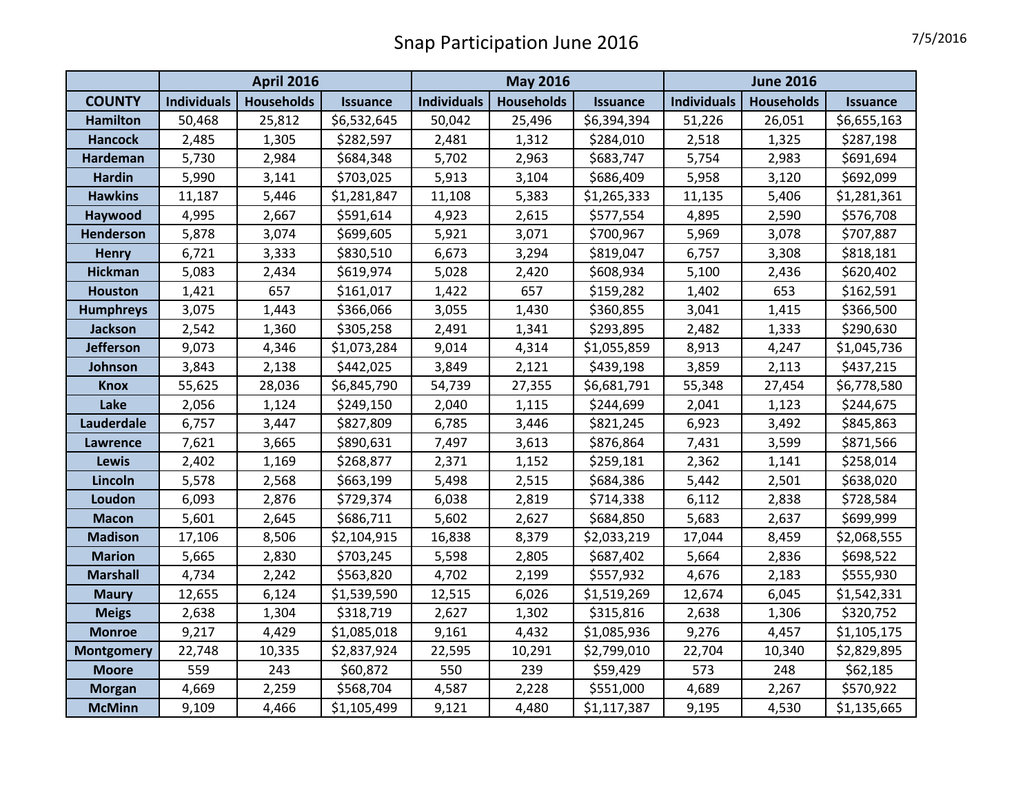# Snap Participation June 2016

7/5/2016

| COUNTY | April 2016 | | | May 2016 | | | June 2016 | | |
|---|---|---|---|---|---|---|---|---|---|
| | Individuals | Households | Issuance | Individuals | Households | Issuance | Individuals | Households | Issuance |
| Hamilton | 50,468 | 25,812 | $6,532,645 | 50,042 | 25,496 | $6,394,394 | 51,226 | 26,051 | $6,655,163 |
| Hancock | 2,485 | 1,305 | $282,597 | 2,481 | 1,312 | $284,010 | 2,518 | 1,325 | $287,198 |
| Hardeman | 5,730 | 2,984 | $684,348 | 5,702 | 2,963 | $683,747 | 5,754 | 2,983 | $691,694 |
| Hardin | 5,990 | 3,141 | $703,025 | 5,913 | 3,104 | $686,409 | 5,958 | 3,120 | $692,099 |
| Hawkins | 11,187 | 5,446 | $1,281,847 | 11,108 | 5,383 | $1,265,333 | 11,135 | 5,406 | $1,281,361 |
| Haywood | 4,995 | 2,667 | $591,614 | 4,923 | 2,615 | $577,554 | 4,895 | 2,590 | $576,708 |
| Henderson | 5,878 | 3,074 | $699,605 | 5,921 | 3,071 | $700,967 | 5,969 | 3,078 | $707,887 |
| Henry | 6,721 | 3,333 | $830,510 | 6,673 | 3,294 | $819,047 | 6,757 | 3,308 | $818,181 |
| Hickman | 5,083 | 2,434 | $619,974 | 5,028 | 2,420 | $608,934 | 5,100 | 2,436 | $620,402 |
| Houston | 1,421 | 657 | $161,017 | 1,422 | 657 | $159,282 | 1,402 | 653 | $162,591 |
| Humphreys | 3,075 | 1,443 | $366,066 | 3,055 | 1,430 | $360,855 | 3,041 | 1,415 | $366,500 |
| Jackson | 2,542 | 1,360 | $305,258 | 2,491 | 1,341 | $293,895 | 2,482 | 1,333 | $290,630 |
| Jefferson | 9,073 | 4,346 | $1,073,284 | 9,014 | 4,314 | $1,055,859 | 8,913 | 4,247 | $1,045,736 |
| Johnson | 3,843 | 2,138 | $442,025 | 3,849 | 2,121 | $439,198 | 3,859 | 2,113 | $437,215 |
| Knox | 55,625 | 28,036 | $6,845,790 | 54,739 | 27,355 | $6,681,791 | 55,348 | 27,454 | $6,778,580 |
| Lake | 2,056 | 1,124 | $249,150 | 2,040 | 1,115 | $244,699 | 2,041 | 1,123 | $244,675 |
| Lauderdale | 6,757 | 3,447 | $827,809 | 6,785 | 3,446 | $821,245 | 6,923 | 3,492 | $845,863 |
| Lawrence | 7,621 | 3,665 | $890,631 | 7,497 | 3,613 | $876,864 | 7,431 | 3,599 | $871,566 |
| Lewis | 2,402 | 1,169 | $268,877 | 2,371 | 1,152 | $259,181 | 2,362 | 1,141 | $258,014 |
| Lincoln | 5,578 | 2,568 | $663,199 | 5,498 | 2,515 | $684,386 | 5,442 | 2,501 | $638,020 |
| Loudon | 6,093 | 2,876 | $729,374 | 6,038 | 2,819 | $714,338 | 6,112 | 2,838 | $728,584 |
| Macon | 5,601 | 2,645 | $686,711 | 5,602 | 2,627 | $684,850 | 5,683 | 2,637 | $699,999 |
| Madison | 17,106 | 8,506 | $2,104,915 | 16,838 | 8,379 | $2,033,219 | 17,044 | 8,459 | $2,068,555 |
| Marion | 5,665 | 2,830 | $703,245 | 5,598 | 2,805 | $687,402 | 5,664 | 2,836 | $698,522 |
| Marshall | 4,734 | 2,242 | $563,820 | 4,702 | 2,199 | $557,932 | 4,676 | 2,183 | $555,930 |
| Maury | 12,655 | 6,124 | $1,539,590 | 12,515 | 6,026 | $1,519,269 | 12,674 | 6,045 | $1,542,331 |
| Meigs | 2,638 | 1,304 | $318,719 | 2,627 | 1,302 | $315,816 | 2,638 | 1,306 | $320,752 |
| Monroe | 9,217 | 4,429 | $1,085,018 | 9,161 | 4,432 | $1,085,936 | 9,276 | 4,457 | $1,105,175 |
| Montgomery | 22,748 | 10,335 | $2,837,924 | 22,595 | 10,291 | $2,799,010 | 22,704 | 10,340 | $2,829,895 |
| Moore | 559 | 243 | $60,872 | 550 | 239 | $59,429 | 573 | 248 | $62,185 |
| Morgan | 4,669 | 2,259 | $568,704 | 4,587 | 2,228 | $551,000 | 4,689 | 2,267 | $570,922 |
| McMinn | 9,109 | 4,466 | $1,105,499 | 9,121 | 4,480 | $1,117,387 | 9,195 | 4,530 | $1,135,665 |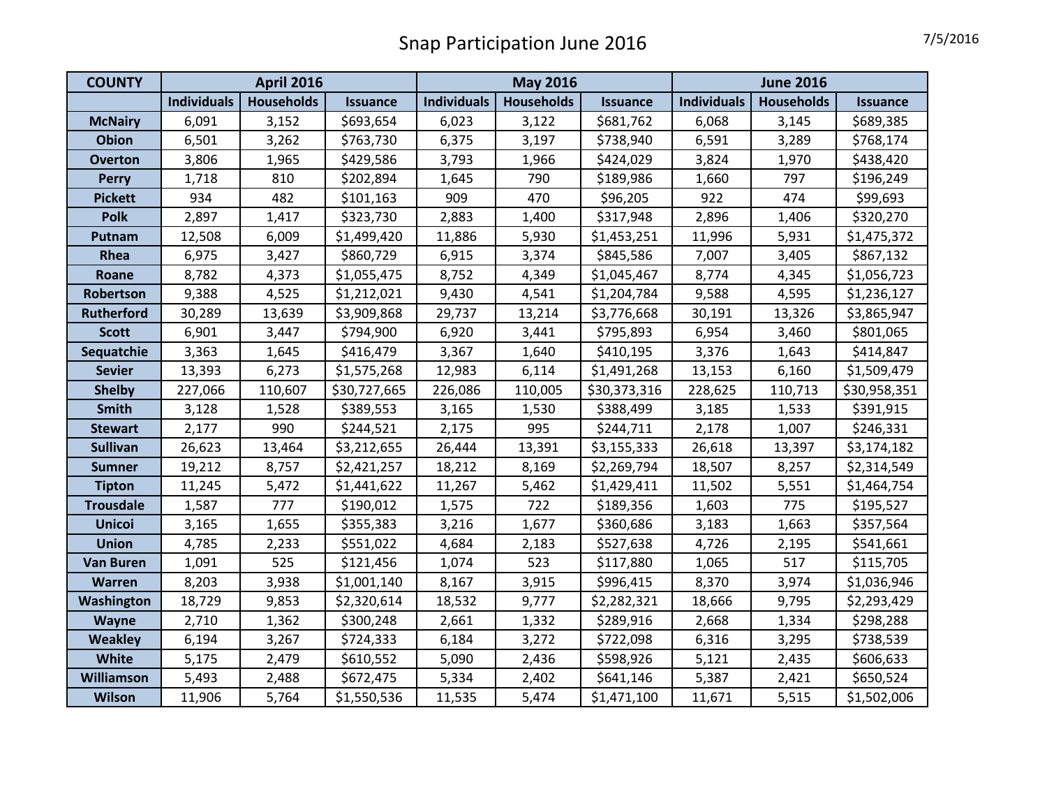# Snap Participation June 2016

7/5/2016

| COUNTY | April 2016 | | | May 2016 | | | June 2016 | | |
|---|---|---|---|---|---|---|---|---|---|
| | Individuals | Households | Issuance | Individuals | Households | Issuance | Individuals | Households | Issuance |
| McNairy | 6,091 | 3,152 | $693,654 | 6,023 | 3,122 | $681,762 | 6,068 | 3,145 | $689,385 |
| Obion | 6,501 | 3,262 | $763,730 | 6,375 | 3,197 | $738,940 | 6,591 | 3,289 | $768,174 |
| Overton | 3,806 | 1,965 | $429,586 | 3,793 | 1,966 | $424,029 | 3,824 | 1,970 | $438,420 |
| Perry | 1,718 | 810 | $202,894 | 1,645 | 790 | $189,986 | 1,660 | 797 | $196,249 |
| Pickett | 934 | 482 | $101,163 | 909 | 470 | $96,205 | 922 | 474 | $99,693 |
| Polk | 2,897 | 1,417 | $323,730 | 2,883 | 1,400 | $317,948 | 2,896 | 1,406 | $320,270 |
| Putnam | 12,508 | 6,009 | $1,499,420 | 11,886 | 5,930 | $1,453,251 | 11,996 | 5,931 | $1,475,372 |
| Rhea | 6,975 | 3,427 | $860,729 | 6,915 | 3,374 | $845,586 | 7,007 | 3,405 | $867,132 |
| Roane | 8,782 | 4,373 | $1,055,475 | 8,752 | 4,349 | $1,045,467 | 8,774 | 4,345 | $1,056,723 |
| Robertson | 9,388 | 4,525 | $1,212,021 | 9,430 | 4,541 | $1,204,784 | 9,588 | 4,595 | $1,236,127 |
| Rutherford | 30,289 | 13,639 | $3,909,868 | 29,737 | 13,214 | $3,776,668 | 30,191 | 13,326 | $3,865,947 |
| Scott | 6,901 | 3,447 | $794,900 | 6,920 | 3,441 | $795,893 | 6,954 | 3,460 | $801,065 |
| Sequatchie | 3,363 | 1,645 | $416,479 | 3,367 | 1,640 | $410,195 | 3,376 | 1,643 | $414,847 |
| Sevier | 13,393 | 6,273 | $1,575,268 | 12,983 | 6,114 | $1,491,268 | 13,153 | 6,160 | $1,509,479 |
| Shelby | 227,066 | 110,607 | $30,727,665 | 226,086 | 110,005 | $30,373,316 | 228,625 | 110,713 | $30,958,351 |
| Smith | 3,128 | 1,528 | $389,553 | 3,165 | 1,530 | $388,499 | 3,185 | 1,533 | $391,915 |
| Stewart | 2,177 | 990 | $244,521 | 2,175 | 995 | $244,711 | 2,178 | 1,007 | $246,331 |
| Sullivan | 26,623 | 13,464 | $3,212,655 | 26,444 | 13,391 | $3,155,333 | 26,618 | 13,397 | $3,174,182 |
| Sumner | 19,212 | 8,757 | $2,421,257 | 18,212 | 8,169 | $2,269,794 | 18,507 | 8,257 | $2,314,549 |
| Tipton | 11,245 | 5,472 | $1,441,622 | 11,267 | 5,462 | $1,429,411 | 11,502 | 5,551 | $1,464,754 |
| Trousdale | 1,587 | 777 | $190,012 | 1,575 | 722 | $189,356 | 1,603 | 775 | $195,527 |
| Unicoi | 3,165 | 1,655 | $355,383 | 3,216 | 1,677 | $360,686 | 3,183 | 1,663 | $357,564 |
| Union | 4,785 | 2,233 | $551,022 | 4,684 | 2,183 | $527,638 | 4,726 | 2,195 | $541,661 |
| Van Buren | 1,091 | 525 | $121,456 | 1,074 | 523 | $117,880 | 1,065 | 517 | $115,705 |
| Warren | 8,203 | 3,938 | $1,001,140 | 8,167 | 3,915 | $996,415 | 8,370 | 3,974 | $1,036,946 |
| Washington | 18,729 | 9,853 | $2,320,614 | 18,532 | 9,777 | $2,282,321 | 18,666 | 9,795 | $2,293,429 |
| Wayne | 2,710 | 1,362 | $300,248 | 2,661 | 1,332 | $289,916 | 2,668 | 1,334 | $298,288 |
| Weakley | 6,194 | 3,267 | $724,333 | 6,184 | 3,272 | $722,098 | 6,316 | 3,295 | $738,539 |
| White | 5,175 | 2,479 | $610,552 | 5,090 | 2,436 | $598,926 | 5,121 | 2,435 | $606,633 |
| Williamson | 5,493 | 2,488 | $672,475 | 5,334 | 2,402 | $641,146 | 5,387 | 2,421 | $650,524 |
| Wilson | 11,906 | 5,764 | $1,550,536 | 11,535 | 5,474 | $1,471,100 | 11,671 | 5,515 | $1,502,006 |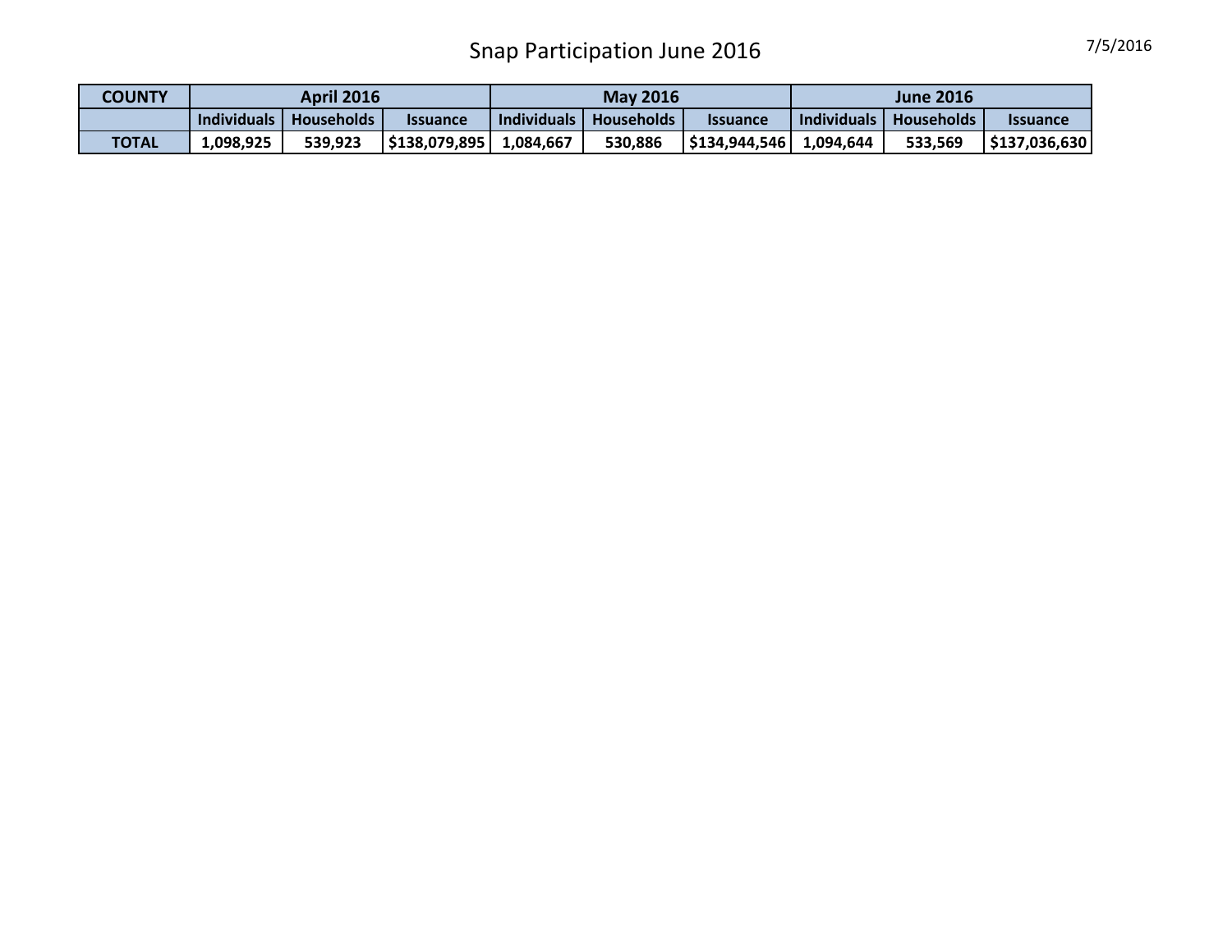# Snap Participation June 2016

7/5/2016

| COUNTY | April 2016 | | | May 2016 | | | June 2016 | | |
|---|---|---|---|---|---|---|---|---|---|
| | Individuals | Households | Issuance | Individuals | Households | Issuance | Individuals | Households | Issuance |
| TOTAL | 1,098,925 | 539,923 | $138,079,895 | 1,084,667 | 530,886 | $134,944,546 | 1,094,644 | 533,569 | $137,036,630 |